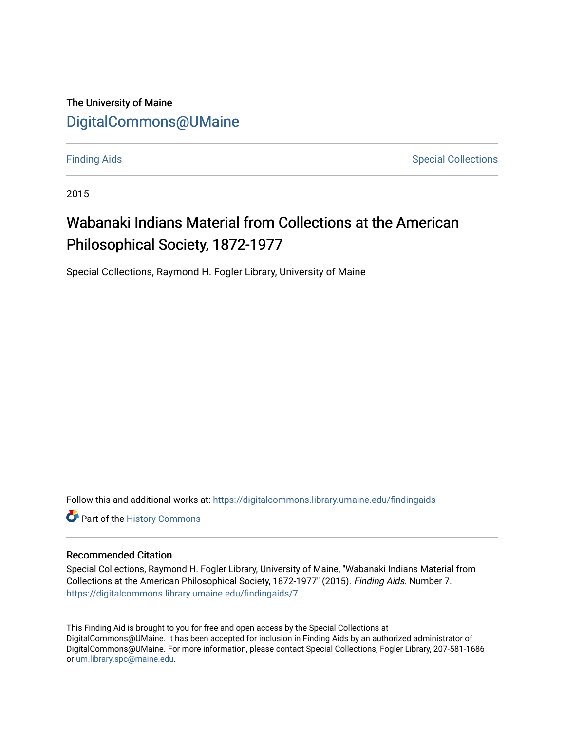The University of Maine

DigitalCommons@UMaine

Finding Aids | Special Collections

2015

# Wabanaki Indians Material from Collections at the American Philosophical Society, 1872-1977

Special Collections, Raymond H. Fogler Library, University of Maine

Follow this and additional works at: https://digitalcommons.library.umaine.edu/findingaids

Part of the History Commons

## Recommended Citation

Special Collections, Raymond H. Fogler Library, University of Maine, "Wabanaki Indians Material from Collections at the American Philosophical Society, 1872-1977" (2015). *Finding Aids*. Number 7. https://digitalcommons.library.umaine.edu/findingaids/7

This Finding Aid is brought to you for free and open access by the Special Collections at DigitalCommons@UMaine. It has been accepted for inclusion in Finding Aids by an authorized administrator of DigitalCommons@UMaine. For more information, please contact Special Collections, Fogler Library, 207-581-1686 or um.library.spc@maine.edu.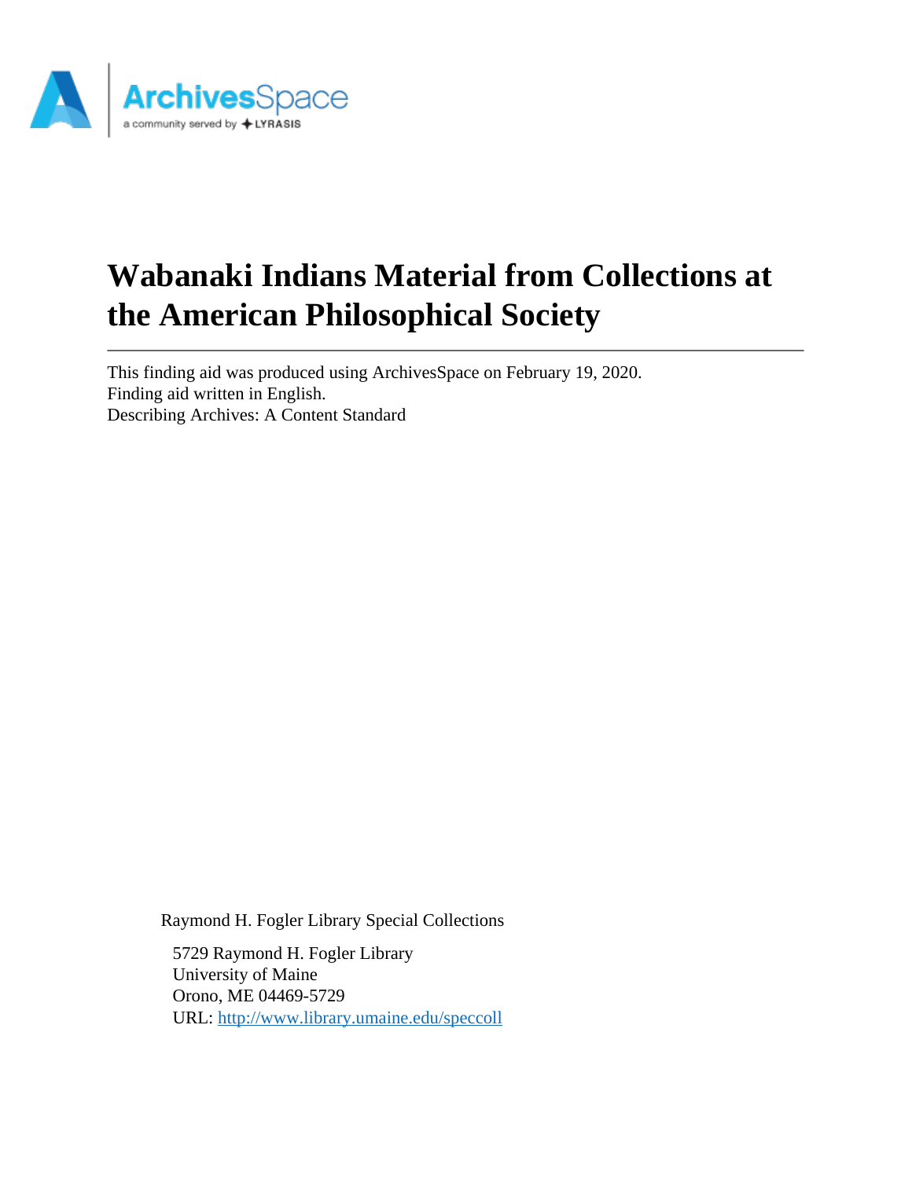# Wabanaki Indians Material from Collections at the American Philosophical Society

This finding aid was produced using ArchivesSpace on February 19, 2020.
Finding aid written in English.
Describing Archives: A Content Standard

Raymond H. Fogler Library Special Collections

5729 Raymond H. Fogler Library
University of Maine
Orono, ME 04469-5729
URL: http://www.library.umaine.edu/speccoll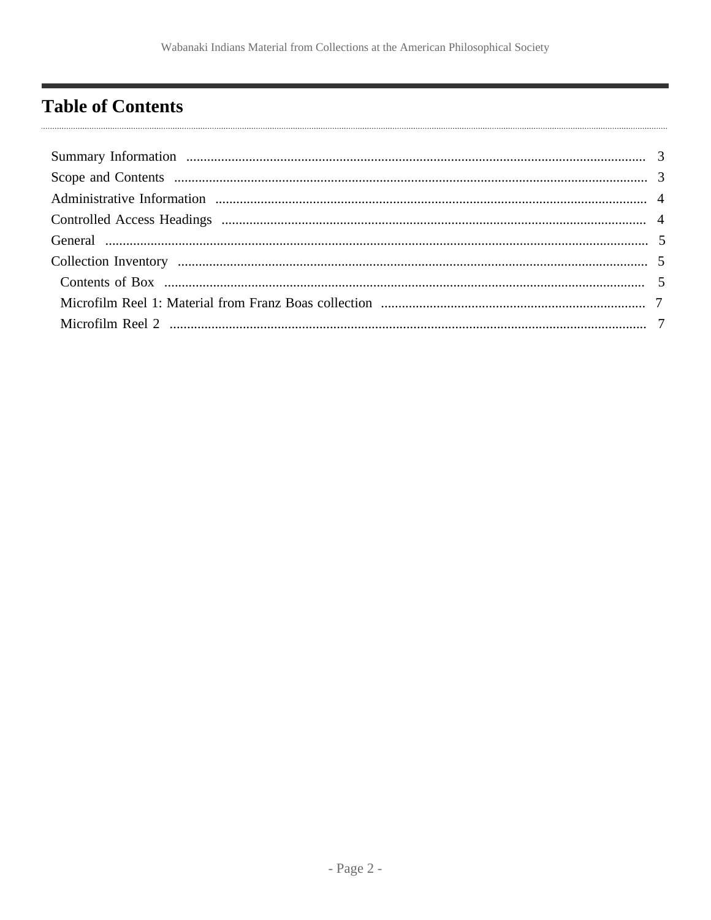# Table of Contents

- Summary Information .......... 3
- Scope and Contents .......... 3
- Administrative Information .......... 4
- Controlled Access Headings .......... 4
- General .......... 5
- Collection Inventory .......... 5
  - Contents of Box .......... 5
  - Microfilm Reel 1: Material from Franz Boas collection .......... 7
  - Microfilm Reel 2 .......... 7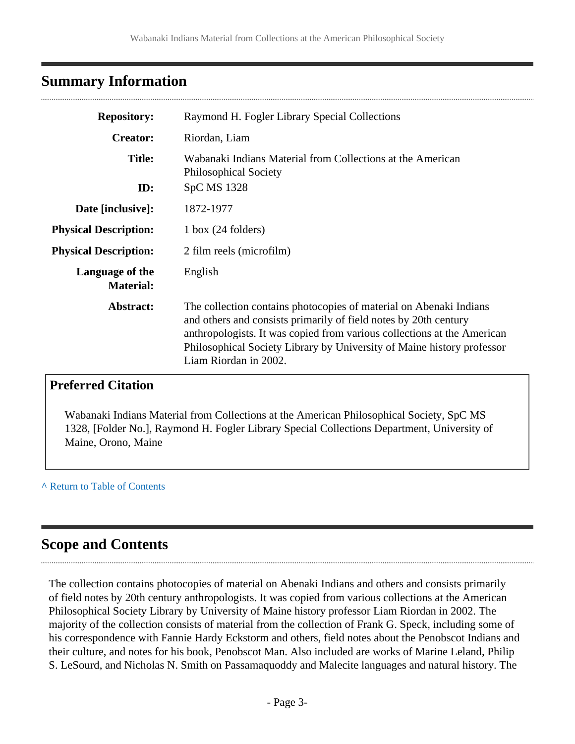## Summary Information

| | |
|---|---|
| **Repository:** | Raymond H. Fogler Library Special Collections |
| **Creator:** | Riordan, Liam |
| **Title:** | Wabanaki Indians Material from Collections at the American Philosophical Society |
| **ID:** | SpC MS 1328 |
| **Date [inclusive]:** | 1872-1977 |
| **Physical Description:** | 1 box (24 folders) |
| **Physical Description:** | 2 film reels (microfilm) |
| **Language of the Material:** | English |
| **Abstract:** | The collection contains photocopies of material on Abenaki Indians and others and consists primarily of field notes by 20th century anthropologists. It was copied from various collections at the American Philosophical Society Library by University of Maine history professor Liam Riordan in 2002. |

### Preferred Citation

Wabanaki Indians Material from Collections at the American Philosophical Society, SpC MS 1328, [Folder No.], Raymond H. Fogler Library Special Collections Department, University of Maine, Orono, Maine

^ Return to Table of Contents

## Scope and Contents

The collection contains photocopies of material on Abenaki Indians and others and consists primarily of field notes by 20th century anthropologists. It was copied from various collections at the American Philosophical Society Library by University of Maine history professor Liam Riordan in 2002. The majority of the collection consists of material from the collection of Frank G. Speck, including some of his correspondence with Fannie Hardy Eckstorm and others, field notes about the Penobscot Indians and their culture, and notes for his book, Penobscot Man. Also included are works of Marine Leland, Philip S. LeSourd, and Nicholas N. Smith on Passamaquoddy and Malecite languages and natural history. The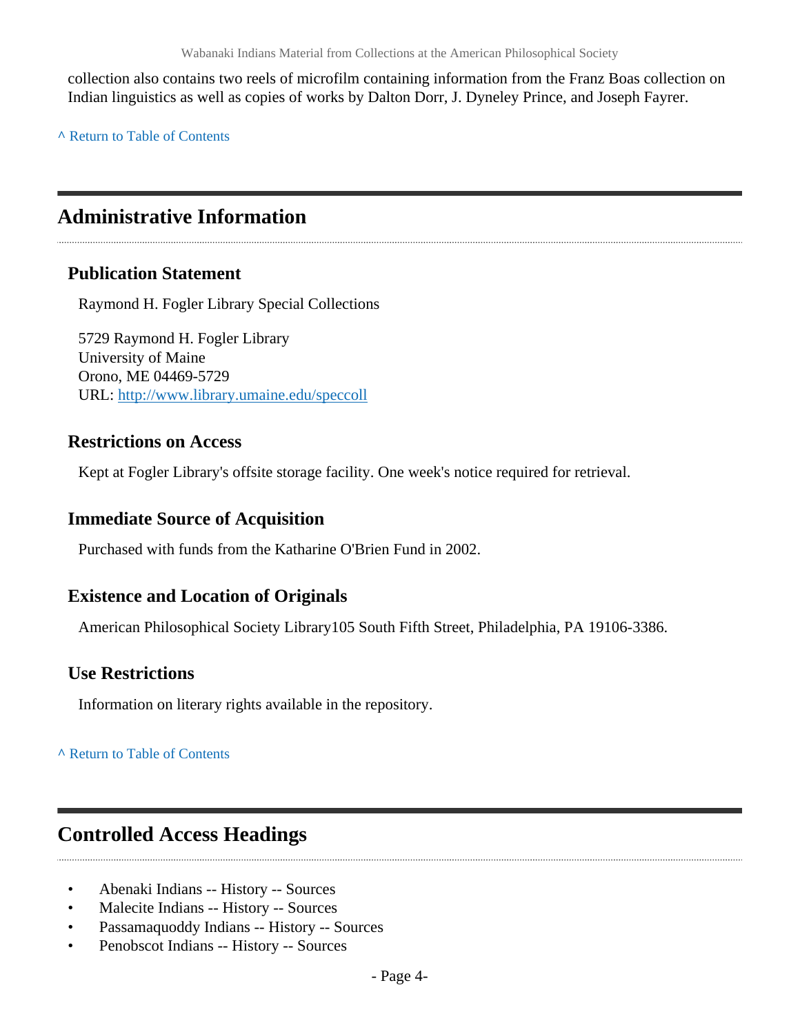collection also contains two reels of microfilm containing information from the Franz Boas collection on Indian linguistics as well as copies of works by Dalton Dorr, J. Dyneley Prince, and Joseph Fayrer.

^ Return to Table of Contents

## Administrative Information

### Publication Statement

Raymond H. Fogler Library Special Collections

5729 Raymond H. Fogler Library
University of Maine
Orono, ME 04469-5729
URL: http://www.library.umaine.edu/speccoll

### Restrictions on Access

Kept at Fogler Library's offsite storage facility. One week's notice required for retrieval.

### Immediate Source of Acquisition

Purchased with funds from the Katharine O'Brien Fund in 2002.

### Existence and Location of Originals

American Philosophical Society Library105 South Fifth Street, Philadelphia, PA 19106-3386.

### Use Restrictions

Information on literary rights available in the repository.

^ Return to Table of Contents

## Controlled Access Headings

- Abenaki Indians -- History -- Sources
- Malecite Indians -- History -- Sources
- Passamaquoddy Indians -- History -- Sources
- Penobscot Indians -- History -- Sources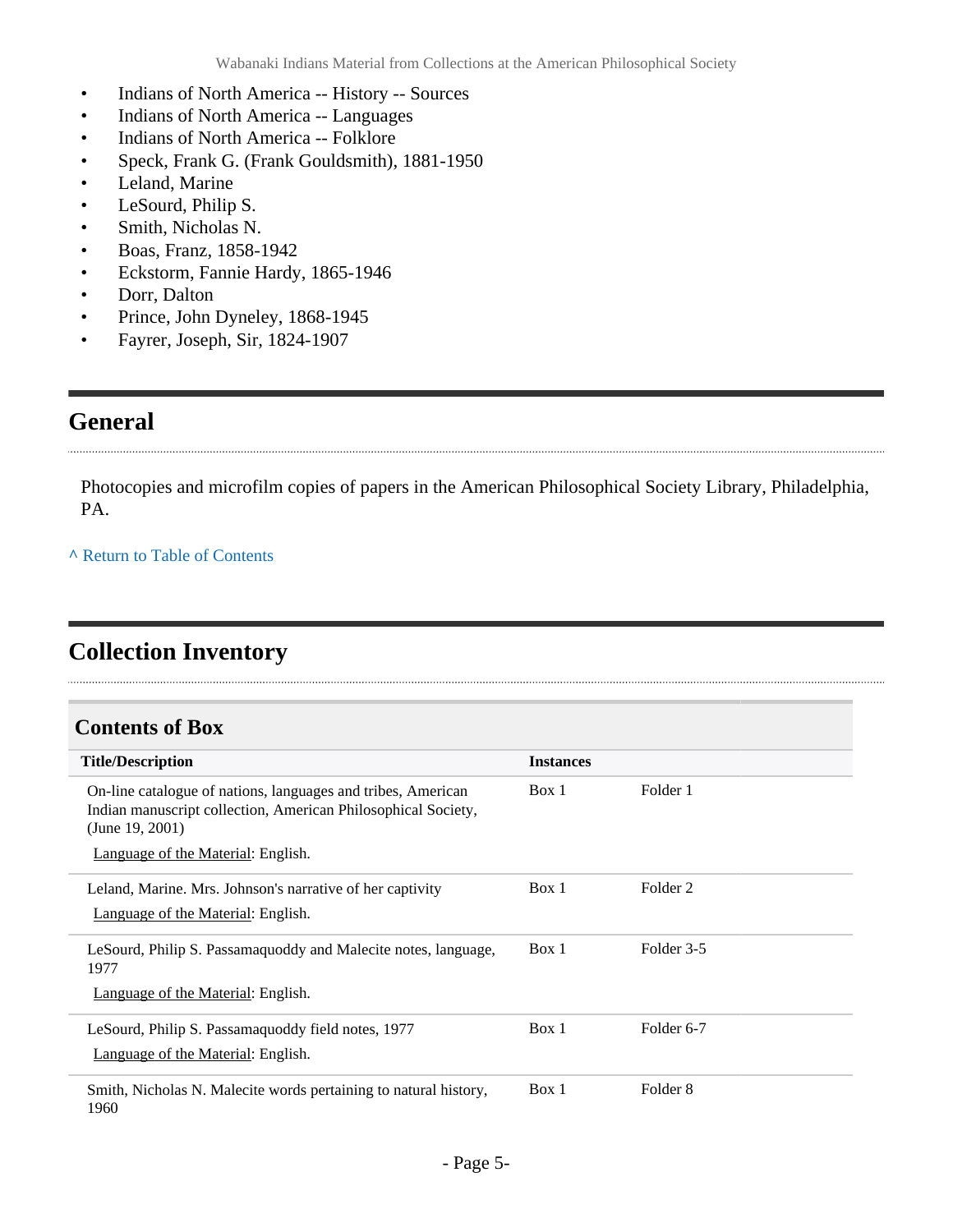- Indians of North America -- History -- Sources
- Indians of North America -- Languages
- Indians of North America -- Folklore
- Speck, Frank G. (Frank Gouldsmith), 1881-1950
- Leland, Marine
- LeSourd, Philip S.
- Smith, Nicholas N.
- Boas, Franz, 1858-1942
- Eckstorm, Fannie Hardy, 1865-1946
- Dorr, Dalton
- Prince, John Dyneley, 1868-1945
- Fayrer, Joseph, Sir, 1824-1907

## General

Photocopies and microfilm copies of papers in the American Philosophical Society Library, Philadelphia, PA.

^ Return to Table of Contents

## Collection Inventory

### Contents of Box

| Title/Description | Instances | |
|---|---|---|
| On-line catalogue of nations, languages and tribes, American Indian manuscript collection, American Philosophical Society, (June 19, 2001)<br>Language of the Material: English. | Box 1 | Folder 1 |
| Leland, Marine. Mrs. Johnson's narrative of her captivity<br>Language of the Material: English. | Box 1 | Folder 2 |
| LeSourd, Philip S. Passamaquoddy and Malecite notes, language, 1977<br>Language of the Material: English. | Box 1 | Folder 3-5 |
| LeSourd, Philip S. Passamaquoddy field notes, 1977<br>Language of the Material: English. | Box 1 | Folder 6-7 |
| Smith, Nicholas N. Malecite words pertaining to natural history, 1960 | Box 1 | Folder 8 |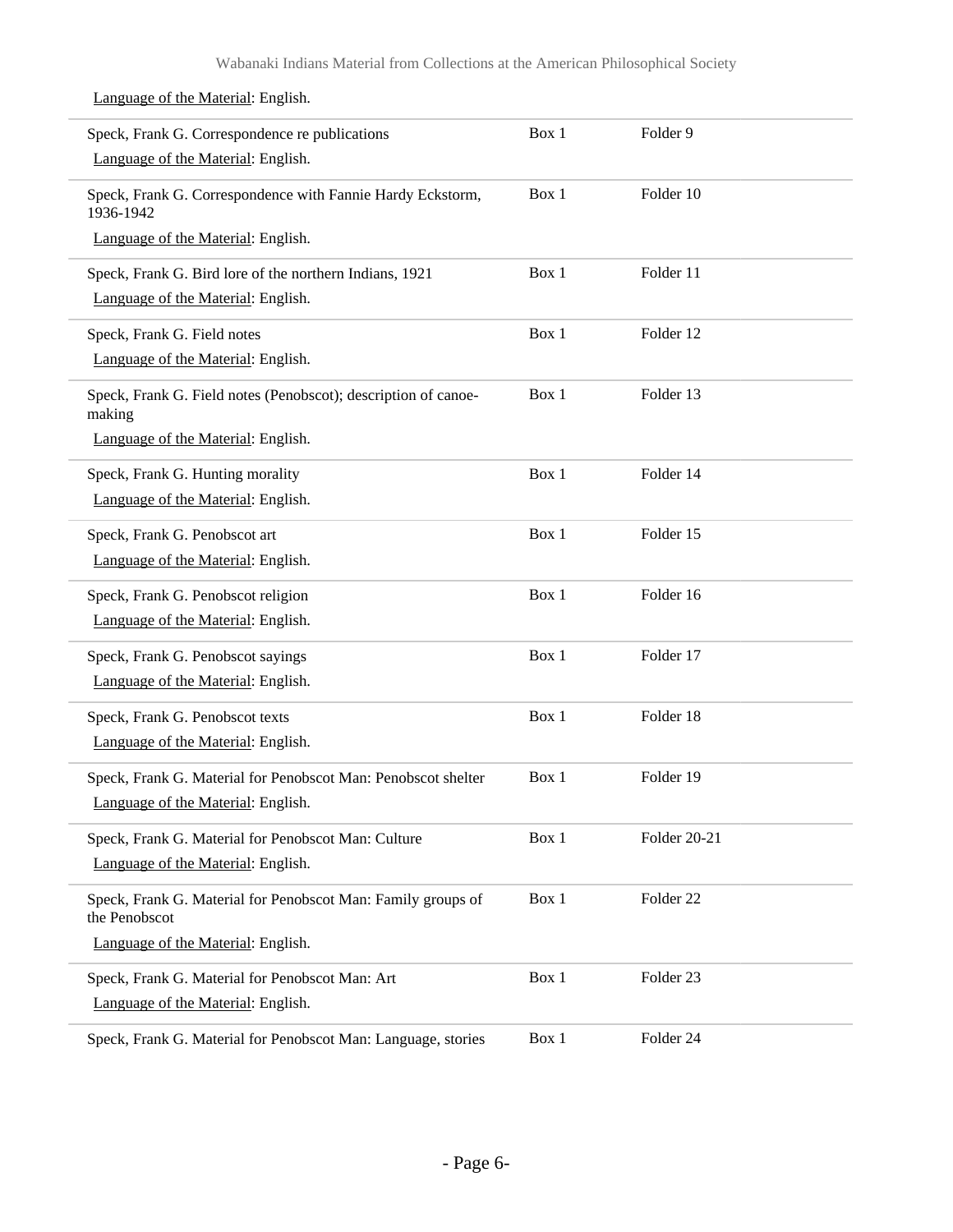Language of the Material: English.

| | | |
|---|---|---|
| Speck, Frank G. Correspondence re publications<br>Language of the Material: English. | Box 1 | Folder 9 |
| Speck, Frank G. Correspondence with Fannie Hardy Eckstorm, 1936-1942<br>Language of the Material: English. | Box 1 | Folder 10 |
| Speck, Frank G. Bird lore of the northern Indians, 1921<br>Language of the Material: English. | Box 1 | Folder 11 |
| Speck, Frank G. Field notes<br>Language of the Material: English. | Box 1 | Folder 12 |
| Speck, Frank G. Field notes (Penobscot); description of canoe-making<br>Language of the Material: English. | Box 1 | Folder 13 |
| Speck, Frank G. Hunting morality<br>Language of the Material: English. | Box 1 | Folder 14 |
| Speck, Frank G. Penobscot art<br>Language of the Material: English. | Box 1 | Folder 15 |
| Speck, Frank G. Penobscot religion<br>Language of the Material: English. | Box 1 | Folder 16 |
| Speck, Frank G. Penobscot sayings<br>Language of the Material: English. | Box 1 | Folder 17 |
| Speck, Frank G. Penobscot texts<br>Language of the Material: English. | Box 1 | Folder 18 |
| Speck, Frank G. Material for Penobscot Man: Penobscot shelter<br>Language of the Material: English. | Box 1 | Folder 19 |
| Speck, Frank G. Material for Penobscot Man: Culture<br>Language of the Material: English. | Box 1 | Folder 20-21 |
| Speck, Frank G. Material for Penobscot Man: Family groups of the Penobscot<br>Language of the Material: English. | Box 1 | Folder 22 |
| Speck, Frank G. Material for Penobscot Man: Art<br>Language of the Material: English. | Box 1 | Folder 23 |
| Speck, Frank G. Material for Penobscot Man: Language, stories | Box 1 | Folder 24 |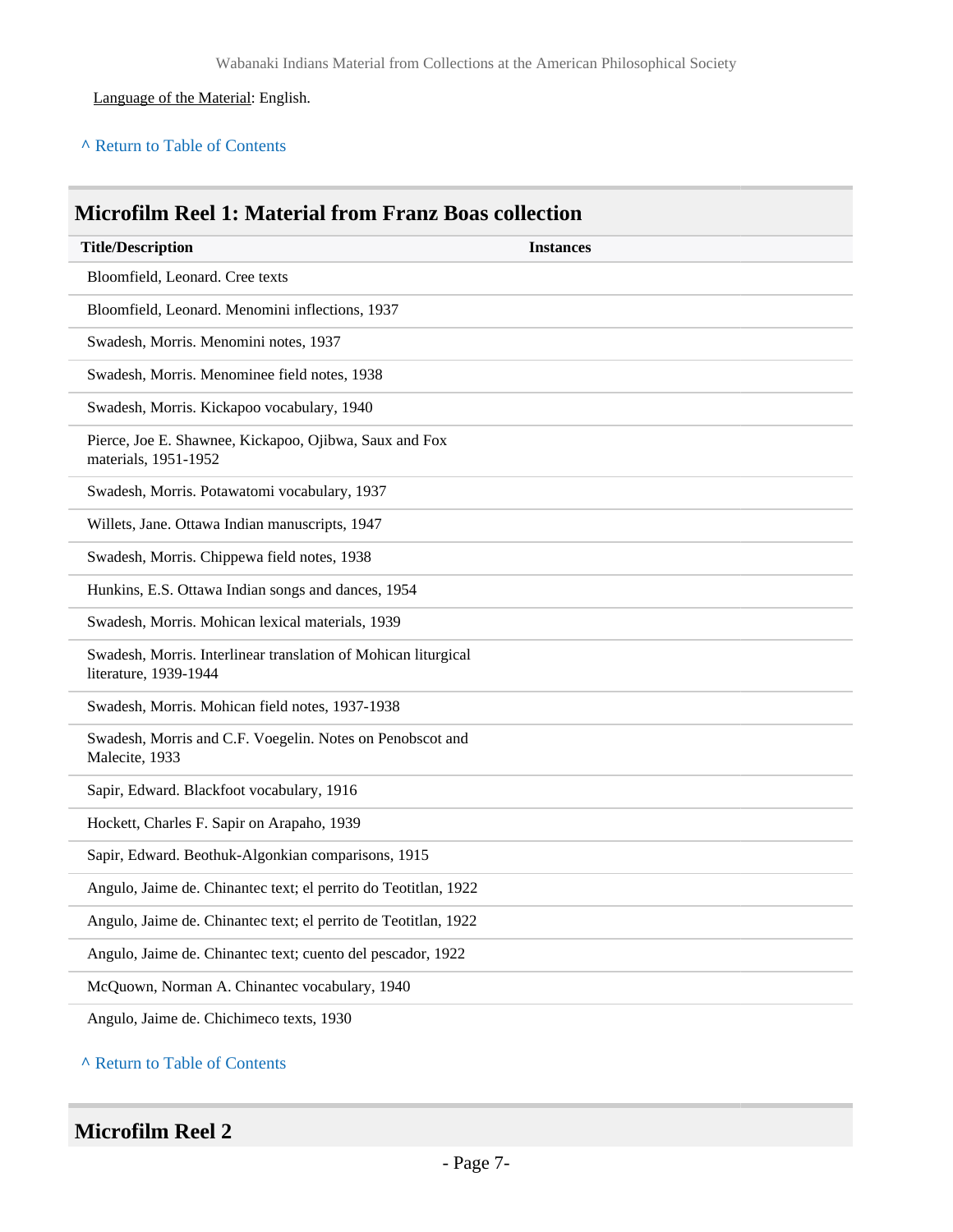Language of the Material: English.

^ Return to Table of Contents

## Microfilm Reel 1: Material from Franz Boas collection

| Title/Description | Instances |
| --- | --- |
| Bloomfield, Leonard. Cree texts | |
| Bloomfield, Leonard. Menomini inflections, 1937 | |
| Swadesh, Morris. Menomini notes, 1937 | |
| Swadesh, Morris. Menominee field notes, 1938 | |
| Swadesh, Morris. Kickapoo vocabulary, 1940 | |
| Pierce, Joe E. Shawnee, Kickapoo, Ojibwa, Saux and Fox materials, 1951-1952 | |
| Swadesh, Morris. Potawatomi vocabulary, 1937 | |
| Willets, Jane. Ottawa Indian manuscripts, 1947 | |
| Swadesh, Morris. Chippewa field notes, 1938 | |
| Hunkins, E.S. Ottawa Indian songs and dances, 1954 | |
| Swadesh, Morris. Mohican lexical materials, 1939 | |
| Swadesh, Morris. Interlinear translation of Mohican liturgical literature, 1939-1944 | |
| Swadesh, Morris. Mohican field notes, 1937-1938 | |
| Swadesh, Morris and C.F. Voegelin. Notes on Penobscot and Malecite, 1933 | |
| Sapir, Edward. Blackfoot vocabulary, 1916 | |
| Hockett, Charles F. Sapir on Arapaho, 1939 | |
| Sapir, Edward. Beothuk-Algonkian comparisons, 1915 | |
| Angulo, Jaime de. Chinantec text; el perrito do Teotitlan, 1922 | |
| Angulo, Jaime de. Chinantec text; el perrito de Teotitlan, 1922 | |
| Angulo, Jaime de. Chinantec text; cuento del pescador, 1922 | |
| McQuown, Norman A. Chinantec vocabulary, 1940 | |
| Angulo, Jaime de. Chichimeco texts, 1930 | |

^ Return to Table of Contents

## Microfilm Reel 2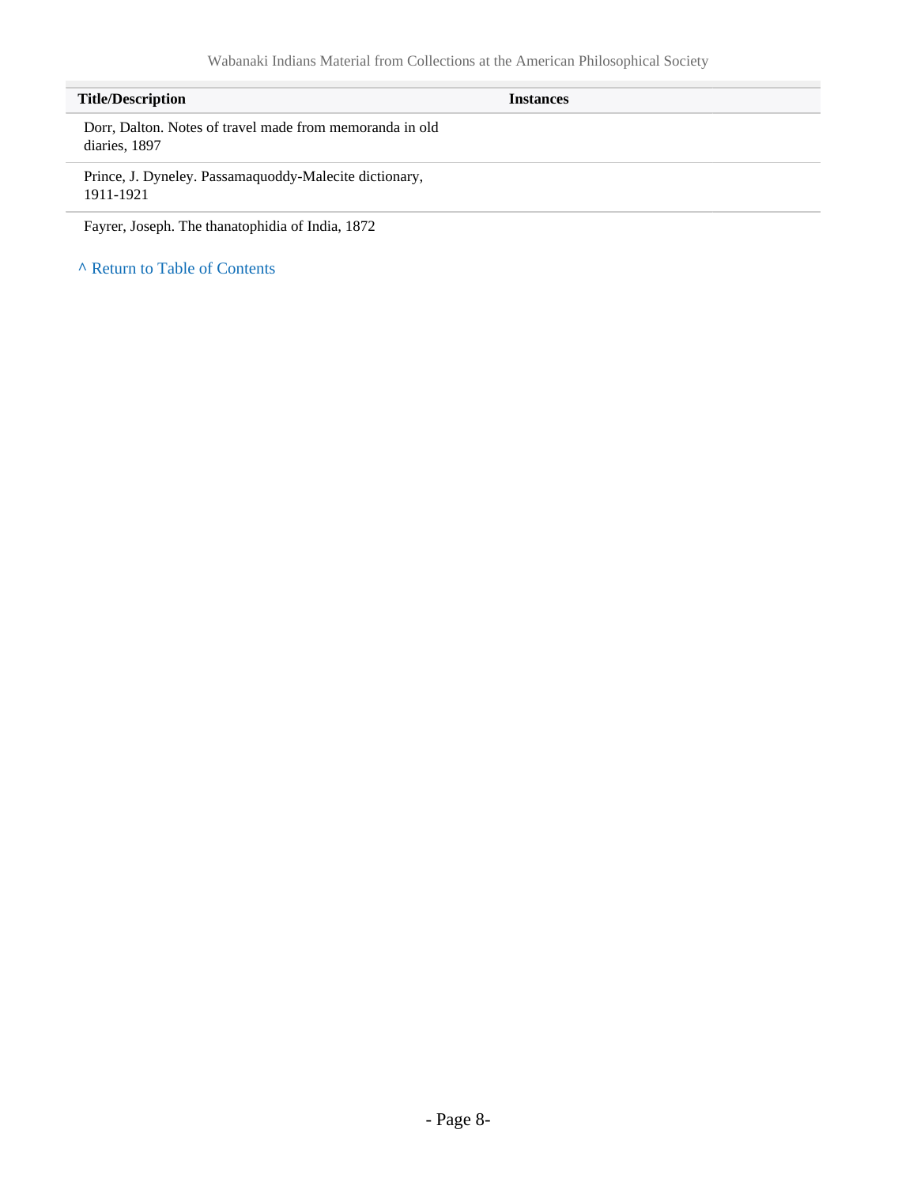| Title/Description | Instances |
| --- | --- |
| Dorr, Dalton. Notes of travel made from memoranda in old diaries, 1897 | |
| Prince, J. Dyneley. Passamaquoddy-Malecite dictionary, 1911-1921 | |
| Fayrer, Joseph. The thanatophidia of India, 1872 | |

^ Return to Table of Contents